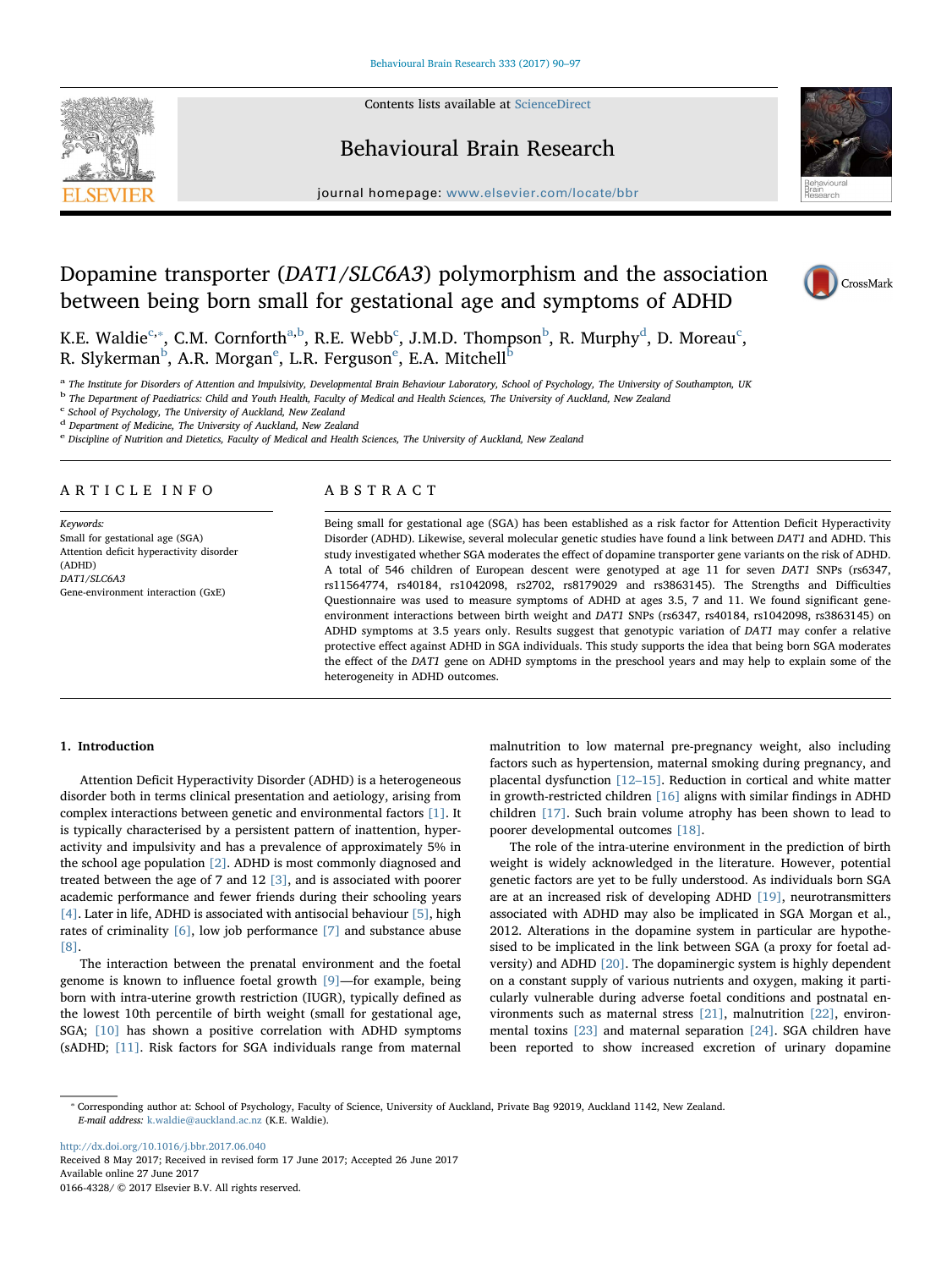# Dopamine transporter (*DAT1/SLC6A3*) polymorphism and the association between being born small for gestational age and symptoms of ADHD

K.E. Waldie[c,*], C.M. Cornforth[a,b], R.E. Webb[c], J.M.D. Thompson[b], R. Murphy[d], D. Moreau[c], R. Slykerman[b], A.R. Morgan[e], L.R. Ferguson[e], E.A. Mitchell[b]

[a] The Institute for Disorders of Attention and Impulsivity, Developmental Brain Behaviour Laboratory, School of Psychology, The University of Southampton, UK
[b] The Department of Paediatrics: Child and Youth Health, Faculty of Medical and Health Sciences, The University of Auckland, New Zealand
[c] School of Psychology, The University of Auckland, New Zealand
[d] Department of Medicine, The University of Auckland, New Zealand
[e] Discipline of Nutrition and Dietetics, Faculty of Medical and Health Sciences, The University of Auckland, New Zealand

## ARTICLE INFO

*Keywords:*
Small for gestational age (SGA)
Attention deficit hyperactivity disorder (ADHD)
*DAT1/SLC6A3*
Gene-environment interaction (GxE)

## ABSTRACT

Being small for gestational age (SGA) has been established as a risk factor for Attention Deficit Hyperactivity Disorder (ADHD). Likewise, several molecular genetic studies have found a link between *DAT1* and ADHD. This study investigated whether SGA moderates the effect of dopamine transporter gene variants on the risk of ADHD. A total of 546 children of European descent were genotyped at age 11 for seven *DAT1* SNPs (rs6347, rs11564774, rs40184, rs1042098, rs2702, rs8179029 and rs3863145). The Strengths and Difficulties Questionnaire was used to measure symptoms of ADHD at ages 3.5, 7 and 11. We found significant gene-environment interactions between birth weight and *DAT1* SNPs (rs6347, rs40184, rs1042098, rs3863145) on ADHD symptoms at 3.5 years only. Results suggest that genotypic variation of *DAT1* may confer a relative protective effect against ADHD in SGA individuals. This study supports the idea that being born SGA moderates the effect of the *DAT1* gene on ADHD symptoms in the preschool years and may help to explain some of the heterogeneity in ADHD outcomes.

## 1. Introduction

Attention Deficit Hyperactivity Disorder (ADHD) is a heterogeneous disorder both in terms clinical presentation and aetiology, arising from complex interactions between genetic and environmental factors [1]. It is typically characterised by a persistent pattern of inattention, hyperactivity and impulsivity and has a prevalence of approximately 5% in the school age population [2]. ADHD is most commonly diagnosed and treated between the age of 7 and 12 [3], and is associated with poorer academic performance and fewer friends during their schooling years [4]. Later in life, ADHD is associated with antisocial behaviour [5], high rates of criminality [6], low job performance [7] and substance abuse [8].

The interaction between the prenatal environment and the foetal genome is known to influence foetal growth [9]—for example, being born with intra-uterine growth restriction (IUGR), typically defined as the lowest 10th percentile of birth weight (small for gestational age, SGA; [10] has shown a positive correlation with ADHD symptoms (sADHD; [11]. Risk factors for SGA individuals range from maternal malnutrition to low maternal pre-pregnancy weight, also including factors such as hypertension, maternal smoking during pregnancy, and placental dysfunction [12–15]. Reduction in cortical and white matter in growth-restricted children [16] aligns with similar findings in ADHD children [17]. Such brain volume atrophy has been shown to lead to poorer developmental outcomes [18].

The role of the intra-uterine environment in the prediction of birth weight is widely acknowledged in the literature. However, potential genetic factors are yet to be fully understood. As individuals born SGA are at an increased risk of developing ADHD [19], neurotransmitters associated with ADHD may also be implicated in SGA Morgan et al., 2012. Alterations in the dopamine system in particular are hypothesised to be implicated in the link between SGA (a proxy for foetal adversity) and ADHD [20]. The dopaminergic system is highly dependent on a constant supply of various nutrients and oxygen, making it particularly vulnerable during adverse foetal conditions and postnatal environments such as maternal stress [21], malnutrition [22], environmental toxins [23] and maternal separation [24]. SGA children have been reported to show increased excretion of urinary dopamine

* Corresponding author at: School of Psychology, Faculty of Science, University of Auckland, Private Bag 92019, Auckland 1142, New Zealand.
*E-mail address:* k.waldie@auckland.ac.nz (K.E. Waldie).

http://dx.doi.org/10.1016/j.bbr.2017.06.040
Received 8 May 2017; Received in revised form 17 June 2017; Accepted 26 June 2017
Available online 27 June 2017
0166-4328/ © 2017 Elsevier B.V. All rights reserved.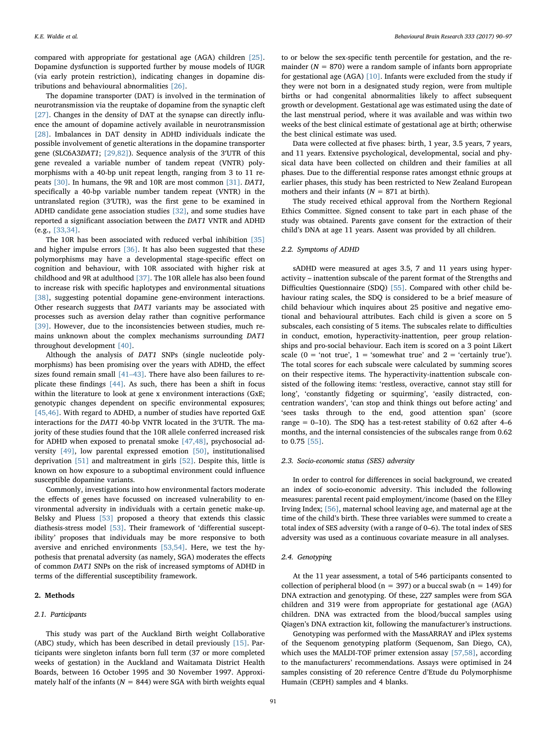compared with appropriate for gestational age (AGA) children [25]. Dopamine dysfunction is supported further by mouse models of IUGR (via early protein restriction), indicating changes in dopamine distributions and behavioural abnormalities [26].

The dopamine transporter (DAT) is involved in the termination of neurotransmission via the reuptake of dopamine from the synaptic cleft [27]. Changes in the density of DAT at the synapse can directly influence the amount of dopamine actively available in neurotransmission [28]. Imbalances in DAT density in ADHD individuals indicate the possible involvement of genetic alterations in the dopamine transporter gene (SLC6A3*DAT1*; [29,82]). Sequence analysis of the 3′UTR of this gene revealed a variable number of tandem repeat (VNTR) polymorphisms with a 40-bp unit repeat length, ranging from 3 to 11 repeats [30]. In humans, the 9R and 10R are most common [31]. *DAT1*, specifically a 40-bp variable number tandem repeat (VNTR) in the untranslated region (3′UTR), was the first gene to be examined in ADHD candidate gene association studies [32], and some studies have reported a significant association between the *DAT1* VNTR and ADHD (e.g., [33,34].

The 10R has been associated with reduced verbal inhibition [35] and higher impulse errors [36]. It has also been suggested that these polymorphisms may have a developmental stage-specific effect on cognition and behaviour, with 10R associated with higher risk at childhood and 9R at adulthood [37]. The 10R allele has also been found to increase risk with specific haplotypes and environmental situations [38], suggesting potential dopamine gene-environment interactions. Other research suggests that *DAT1* variants may be associated with processes such as aversion delay rather than cognitive performance [39]. However, due to the inconsistencies between studies, much remains unknown about the complex mechanisms surrounding *DAT1* throughout development [40].

Although the analysis of *DAT1* SNPs (single nucleotide polymorphisms) has been promising over the years with ADHD, the effect sizes found remain small [41–43]. There have also been failures to replicate these findings [44]. As such, there has been a shift in focus within the literature to look at gene x environment interactions (GxE; genotypic changes dependent on specific environmental exposures; [45,46]. With regard to ADHD, a number of studies have reported GxE interactions for the *DAT1* 40-bp VNTR located in the 3′UTR. The majority of these studies found that the 10R allele conferred increased risk for ADHD when exposed to prenatal smoke [47,48], psychosocial adversity [49], low parental expressed emotion [50], institutionalised deprivation [51] and maltreatment in girls [52]. Despite this, little is known on how exposure to a suboptimal environment could influence susceptible dopamine variants.

Commonly, investigations into how environmental factors moderate the effects of genes have focussed on increased vulnerability to environmental adversity in individuals with a certain genetic make-up. Belsky and Pluess [53] proposed a theory that extends this classic diathesis-stress model [53]. Their framework of 'differential susceptibility' proposes that individuals may be more responsive to both aversive and enriched environments [53,54]. Here, we test the hypothesis that prenatal adversity (as namely, SGA) moderates the effects of common *DAT1* SNPs on the risk of increased symptoms of ADHD in terms of the differential susceptibility framework.

## 2. Methods

### 2.1. Participants

This study was part of the Auckland Birth weight Collaborative (ABC) study, which has been described in detail previously [15]. Participants were singleton infants born full term (37 or more completed weeks of gestation) in the Auckland and Waitamata District Health Boards, between 16 October 1995 and 30 November 1997. Approximately half of the infants (N = 844) were SGA with birth weights equal to or below the sex-specific tenth percentile for gestation, and the remainder (N = 870) were a random sample of infants born appropriate for gestational age (AGA) [10]. Infants were excluded from the study if they were not born in a designated study region, were from multiple births or had congenital abnormalities likely to affect subsequent growth or development. Gestational age was estimated using the date of the last menstrual period, where it was available and was within two weeks of the best clinical estimate of gestational age at birth; otherwise the best clinical estimate was used.

Data were collected at five phases: birth, 1 year, 3.5 years, 7 years, and 11 years. Extensive psychological, developmental, social and physical data have been collected on children and their families at all phases. Due to the differential response rates amongst ethnic groups at earlier phases, this study has been restricted to New Zealand European mothers and their infants (N = 871 at birth).

The study received ethical approval from the Northern Regional Ethics Committee. Signed consent to take part in each phase of the study was obtained. Parents gave consent for the extraction of their child's DNA at age 11 years. Assent was provided by all children.

### 2.2. Symptoms of ADHD

sADHD were measured at ages 3.5, 7 and 11 years using hyperactivity – inattention subscale of the parent format of the Strengths and Difficulties Questionnaire (SDQ) [55]. Compared with other child behaviour rating scales, the SDQ is considered to be a brief measure of child behaviour which inquires about 25 positive and negative emotional and behavioural attributes. Each child is given a score on 5 subscales, each consisting of 5 items. The subscales relate to difficulties in conduct, emotion, hyperactivity-inattention, peer group relationships and pro-social behaviour. Each item is scored on a 3 point Likert scale (0 = 'not true', 1 = 'somewhat true' and 2 = 'certainly true'). The total scores for each subscale were calculated by summing scores on their respective items. The hyperactivity-inattention subscale consisted of the following items: 'restless, overactive, cannot stay still for long', 'constantly fidgeting or squirming', 'easily distracted, concentration wanders', 'can stop and think things out before acting' and 'sees tasks through to the end, good attention span' (score range = 0–10). The SDQ has a test-retest stability of 0.62 after 4–6 months, and the internal consistencies of the subscales range from 0.62 to 0.75 [55].

### 2.3. Socio-economic status (SES) adversity

In order to control for differences in social background, we created an index of socio-economic adversity. This included the following measures: parental recent paid employment/income (based on the Elley Irving Index; [56], maternal school leaving age, and maternal age at the time of the child's birth. These three variables were summed to create a total index of SES adversity (with a range of 0–6). The total index of SES adversity was used as a continuous covariate measure in all analyses.

### 2.4. Genotyping

At the 11 year assessment, a total of 546 participants consented to collection of peripheral blood (n = 397) or a buccal swab (n = 149) for DNA extraction and genotyping. Of these, 227 samples were from SGA children and 319 were from appropriate for gestational age (AGA) children. DNA was extracted from the blood/buccal samples using Qiagen's DNA extraction kit, following the manufacturer's instructions.

Genotyping was performed with the MassARRAY and iPlex systems of the Sequenom genotyping platform (Sequenom, San Diego, CA), which uses the MALDI-TOF primer extension assay [57,58], according to the manufacturers' recommendations. Assays were optimised in 24 samples consisting of 20 reference Centre d'Etude du Polymorphisme Humain (CEPH) samples and 4 blanks.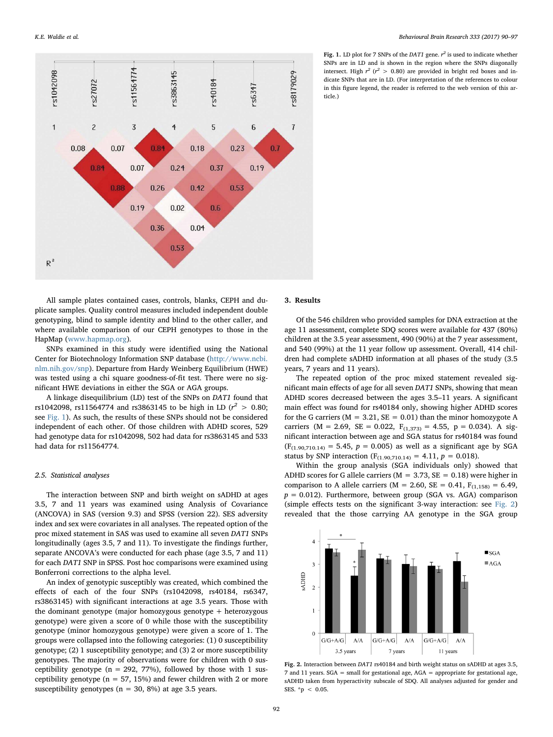Fig. 1. LD plot for 7 SNPs of the *DAT1* gene. $r^2$ is used to indicate whether SNPs are in LD and is shown in the region where the SNPs diagonally intersect. High $r^2$ ($r^2 > 0.80$) are provided in bright red boxes and indicate SNPs that are in LD. (For interpretation of the references to colour in this figure legend, the reader is referred to the web version of this article.)

All sample plates contained cases, controls, blanks, CEPH and duplicate samples. Quality control measures included independent double genotyping, blind to sample identity and blind to the other caller, and where available comparison of our CEPH genotypes to those in the HapMap (www.hapmap.org).

SNPs examined in this study were identified using the National Center for Biotechnology Information SNP database (http://www.ncbi.nlm.nih.gov/snp). Departure from Hardy Weinberg Equilibrium (HWE) was tested using a chi square goodness-of-fit test. There were no significant HWE deviations in either the SGA or AGA groups.

A linkage disequilibrium (LD) test of the SNPs on *DAT1* found that rs1042098, rs11564774 and rs3863145 to be high in LD ($r^2 > 0.80$; see Fig. 1). As such, the results of these SNPs should not be considered independent of each other. Of those children with ADHD scores, 529 had genotype data for rs1042098, 502 had data for rs3863145 and 533 had data for rs11564774.

### 2.5. Statistical analyses

The interaction between SNP and birth weight on sADHD at ages 3.5, 7 and 11 years was examined using Analysis of Covariance (ANCOVA) in SAS (version 9.3) and SPSS (version 22). SES adversity index and sex were covariates in all analyses. The repeated option of the proc mixed statement in SAS was used to examine all seven *DAT1* SNPs longitudinally (ages 3.5, 7 and 11). To investigate the findings further, separate ANCOVA's were conducted for each phase (age 3.5, 7 and 11) for each *DAT1* SNP in SPSS. Post hoc comparisons were examined using Bonferroni corrections to the alpha level.

An index of genotypic susceptibly was created, which combined the effects of each of the four SNPs (rs1042098, rs40184, rs6347, rs3863145) with significant interactions at age 3.5 years. Those with the dominant genotype (major homozygous genotype + heterozygous genotype) were given a score of 0 while those with the susceptibility genotype (minor homozygous genotype) were given a score of 1. The groups were collapsed into the following categories: (1) 0 susceptibility genotype; (2) 1 susceptibility genotype; and (3) 2 or more susceptibility genotypes. The majority of observations were for children with 0 susceptibility genotype (n = 292, 77%), followed by those with 1 susceptibility genotype (n = 57, 15%) and fewer children with 2 or more susceptibility genotypes (n = 30, 8%) at age 3.5 years.

## 3. Results

Of the 546 children who provided samples for DNA extraction at the age 11 assessment, complete SDQ scores were available for 437 (80%) children at the 3.5 year assessment, 490 (90%) at the 7 year assessment, and 540 (99%) at the 11 year follow up assessment. Overall, 414 children had complete sADHD information at all phases of the study (3.5 years, 7 years and 11 years).

The repeated option of the proc mixed statement revealed significant main effects of age for all seven *DAT1* SNPs, showing that mean ADHD scores decreased between the ages 3.5–11 years. A significant main effect was found for rs40184 only, showing higher ADHD scores for the G carriers (M = 3.21, SE = 0.01) than the minor homozygote A carriers (M = 2.69, SE = 0.022, $F_{(1,373)} = 4.55$, p = 0.034). A significant interaction between age and SGA status for rs40184 was found ($F_{(1.90,710.14)} = 5.45$, $p = 0.005$) as well as a significant age by SGA status by SNP interaction ($F_{(1.90,710.14)} = 4.11$, $p = 0.018$).

Within the group analysis (SGA individuals only) showed that ADHD scores for G allele carriers (M = 3.73, SE = 0.18) were higher in comparison to A allele carriers (M = 2.60, SE = 0.41, $F_{(1,158)} = 6.49$, $p = 0.012$). Furthermore, between group (SGA vs. AGA) comparison (simple effects tests on the significant 3-way interaction: see Fig. 2) revealed that the those carrying AA genotype in the SGA group

Fig. 2. Interaction between *DAT1* rs40184 and birth weight status on sADHD at ages 3.5, 7 and 11 years. SGA = small for gestational age, AGA = appropriate for gestational age, sADHD taken from hyperactivity subscale of SDQ. All analyses adjusted for gender and SES. *p < 0.05.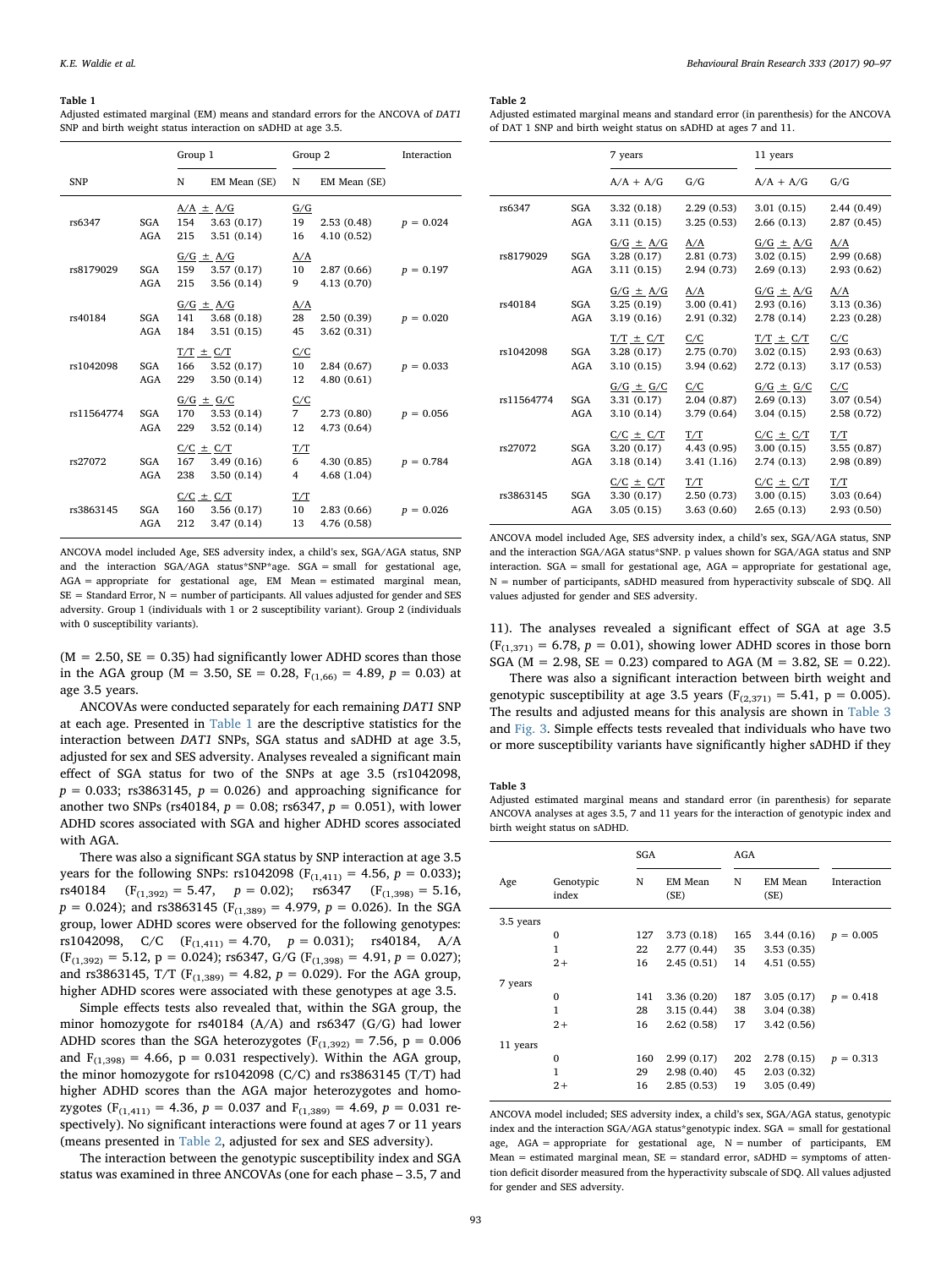**Table 1**
Adjusted estimated marginal (EM) means and standard errors for the ANCOVA of *DAT1* SNP and birth weight status interaction on sADHD at age 3.5.

| SNP | | Group 1 | | Group 2 | | Interaction |
|---|---|---|---|---|---|---|
| | | N | EM Mean (SE) | N | EM Mean (SE) | |
| | | A/A ± A/G | | G/G | | |
| rs6347 | SGA | 154 | 3.63 (0.17) | 19 | 2.53 (0.48) | $p = 0.024$ |
| | AGA | 215 | 3.51 (0.14) | 16 | 4.10 (0.52) | |
| | | G/G ± A/G | | A/A | | |
| rs8179029 | SGA | 159 | 3.57 (0.17) | 10 | 2.87 (0.66) | $p = 0.197$ |
| | AGA | 215 | 3.56 (0.14) | 9 | 4.13 (0.70) | |
| | | G/G ± A/G | | A/A | | |
| rs40184 | SGA | 141 | 3.68 (0.18) | 28 | 2.50 (0.39) | $p = 0.020$ |
| | AGA | 184 | 3.51 (0.15) | 45 | 3.62 (0.31) | |
| | | T/T ± C/T | | C/C | | |
| rs1042098 | SGA | 166 | 3.52 (0.17) | 10 | 2.84 (0.67) | $p = 0.033$ |
| | AGA | 229 | 3.50 (0.14) | 12 | 4.80 (0.61) | |
| | | G/G ± G/C | | C/C | | |
| rs11564774 | SGA | 170 | 3.53 (0.14) | 7 | 2.73 (0.80) | $p = 0.056$ |
| | AGA | 229 | 3.52 (0.14) | 12 | 4.73 (0.64) | |
| | | C/C ± C/T | | T/T | | |
| rs27072 | SGA | 167 | 3.49 (0.16) | 6 | 4.30 (0.85) | $p = 0.784$ |
| | AGA | 238 | 3.50 (0.14) | 4 | 4.68 (1.04) | |
| | | C/C ± C/T | | T/T | | |
| rs3863145 | SGA | 160 | 3.56 (0.17) | 10 | 2.83 (0.66) | $p = 0.026$ |
| | AGA | 212 | 3.47 (0.14) | 13 | 4.76 (0.58) | |

ANCOVA model included Age, SES adversity index, a child's sex, SGA/AGA status, SNP and the interaction SGA/AGA status*SNP*age. SGA = small for gestational age, AGA = appropriate for gestational age, EM Mean = estimated marginal mean, SE = Standard Error, N = number of participants. All values adjusted for gender and SES adversity. Group 1 (individuals with 1 or 2 susceptibility variant). Group 2 (individuals with 0 susceptibility variants).

(M = 2.50, SE = 0.35) had significantly lower ADHD scores than those in the AGA group (M = 3.50, SE = 0.28, $F_{(1,66)} = 4.89$, $p = 0.03$) at age 3.5 years.

ANCOVAs were conducted separately for each remaining *DAT1* SNP at each age. Presented in Table 1 are the descriptive statistics for the interaction between *DAT1* SNPs, SGA status and sADHD at age 3.5, adjusted for sex and SES adversity. Analyses revealed a significant main effect of SGA status for two of the SNPs at age 3.5 (rs1042098, $p = 0.033$; rs3863145, $p = 0.026$) and approaching significance for another two SNPs (rs40184, $p = 0.08$; rs6347, $p = 0.051$), with lower ADHD scores associated with SGA and higher ADHD scores associated with AGA.

There was also a significant SGA status by SNP interaction at age 3.5 years for the following SNPs: rs1042098 ($F_{(1,411)} = 4.56$, $p = 0.033$); rs40184 ($F_{(1,392)} = 5.47$, $p = 0.02$); rs6347 ($F_{(1,398)} = 5.16$, $p = 0.024$); and rs3863145 ($F_{(1,389)} = 4.979$, $p = 0.026$). In the SGA group, lower ADHD scores were observed for the following genotypes: rs1042098, C/C ($F_{(1,411)} = 4.70$, $p = 0.031$); rs40184, A/A ($F_{(1,392)} = 5.12$, $p = 0.024$); rs6347, G/G ($F_{(1,398)} = 4.91$, $p = 0.027$); and rs3863145, T/T ($F_{(1,389)} = 4.82$, $p = 0.029$). For the AGA group, higher ADHD scores were associated with these genotypes at age 3.5.

Simple effects tests also revealed that, within the SGA group, the minor homozygote for rs40184 (A/A) and rs6347 (G/G) had lower ADHD scores than the SGA heterozygotes ($F_{(1,392)} = 7.56$, $p = 0.006$ and $F_{(1,398)} = 4.66$, $p = 0.031$ respectively). Within the AGA group, the minor homozygote for rs1042098 (C/C) and rs3863145 (T/T) had higher ADHD scores than the AGA major heterozygotes and homozygotes ($F_{(1,411)} = 4.36$, $p = 0.037$ and $F_{(1,389)} = 4.69$, $p = 0.031$ respectively). No significant interactions were found at ages 7 or 11 years (means presented in Table 2, adjusted for sex and SES adversity).

The interaction between the genotypic susceptibility index and SGA status was examined in three ANCOVAs (one for each phase – 3.5, 7 and 11). The analyses revealed a significant effect of SGA at age 3.5 ($F_{(1,371)} = 6.78$, $p = 0.01$), showing lower ADHD scores in those born SGA (M = 2.98, SE = 0.23) compared to AGA (M = 3.82, SE = 0.22).

There was also a significant interaction between birth weight and genotypic susceptibility at age 3.5 years ($F_{(2,371)} = 5.41$, $p = 0.005$). The results and adjusted means for this analysis are shown in Table 3 and Fig. 3. Simple effects tests revealed that individuals who have two or more susceptibility variants have significantly higher sADHD if they

**Table 2**
Adjusted estimated marginal means and standard error (in parenthesis) for the ANCOVA of DAT 1 SNP and birth weight status on sADHD at ages 7 and 11.

| | | 7 years | | 11 years | |
|---|---|---|---|---|---|
| | | A/A + A/G | G/G | A/A + A/G | G/G |
| rs6347 | SGA | 3.32 (0.18) | 2.29 (0.53) | 3.01 (0.15) | 2.44 (0.49) |
| | AGA | 3.11 (0.15) | 3.25 (0.53) | 2.66 (0.13) | 2.87 (0.45) |
| | | G/G ± A/G | A/A | G/G ± A/G | A/A |
| rs8179029 | SGA | 3.28 (0.17) | 2.81 (0.73) | 3.02 (0.15) | 2.99 (0.68) |
| | AGA | 3.11 (0.15) | 2.94 (0.73) | 2.69 (0.13) | 2.93 (0.62) |
| | | G/G ± A/G | A/A | G/G ± A/G | A/A |
| rs40184 | SGA | 3.25 (0.19) | 3.00 (0.41) | 2.93 (0.16) | 3.13 (0.36) |
| | AGA | 3.19 (0.16) | 2.91 (0.32) | 2.78 (0.14) | 2.23 (0.28) |
| | | T/T ± C/T | C/C | T/T ± C/T | C/C |
| rs1042098 | SGA | 3.28 (0.17) | 2.75 (0.70) | 3.02 (0.15) | 2.93 (0.63) |
| | AGA | 3.10 (0.15) | 3.94 (0.62) | 2.72 (0.13) | 3.17 (0.53) |
| | | G/G ± G/C | C/C | G/G ± G/C | C/C |
| rs11564774 | SGA | 3.31 (0.17) | 2.04 (0.87) | 2.69 (0.13) | 3.07 (0.54) |
| | AGA | 3.10 (0.14) | 3.79 (0.64) | 3.04 (0.15) | 2.58 (0.72) |
| | | C/C ± C/T | T/T | C/C ± C/T | T/T |
| rs27072 | SGA | 3.20 (0.17) | 4.43 (0.95) | 3.00 (0.15) | 3.55 (0.87) |
| | AGA | 3.18 (0.14) | 3.41 (1.16) | 2.74 (0.13) | 2.98 (0.89) |
| | | C/C ± C/T | T/T | C/C ± C/T | T/T |
| rs3863145 | SGA | 3.30 (0.17) | 2.50 (0.73) | 3.00 (0.15) | 3.03 (0.64) |
| | AGA | 3.05 (0.15) | 3.63 (0.60) | 2.65 (0.13) | 2.93 (0.50) |

ANCOVA model included Age, SES adversity index, a child's sex, SGA/AGA status, SNP and the interaction SGA/AGA status*SNP. p values shown for SGA/AGA status and SNP interaction. SGA = small for gestational age, AGA = appropriate for gestational age, N = number of participants, sADHD measured from hyperactivity subscale of SDQ. All values adjusted for gender and SES adversity.

**Table 3**
Adjusted estimated marginal means and standard error (in parenthesis) for separate ANCOVA analyses at ages 3.5, 7 and 11 years for the interaction of genotypic index and birth weight status on sADHD.

| Age | Genotypic index | SGA | | AGA | | Interaction |
|---|---|---|---|---|---|---|
| | | N | EM Mean (SE) | N | EM Mean (SE) | |
| 3.5 years | | | | | | |
| | 0 | 127 | 3.73 (0.18) | 165 | 3.44 (0.16) | $p = 0.005$ |
| | 1 | 22 | 2.77 (0.44) | 35 | 3.53 (0.35) | |
| | 2+ | 16 | 2.45 (0.51) | 14 | 4.51 (0.55) | |
| 7 years | | | | | | |
| | 0 | 141 | 3.36 (0.20) | 187 | 3.05 (0.17) | $p = 0.418$ |
| | 1 | 28 | 3.15 (0.44) | 38 | 3.04 (0.38) | |
| | 2+ | 16 | 2.62 (0.58) | 17 | 3.42 (0.56) | |
| 11 years | | | | | | |
| | 0 | 160 | 2.99 (0.17) | 202 | 2.78 (0.15) | $p = 0.313$ |
| | 1 | 29 | 2.98 (0.40) | 45 | 2.03 (0.32) | |
| | 2+ | 16 | 2.85 (0.53) | 19 | 3.05 (0.49) | |

ANCOVA model included; SES adversity index, a child's sex, SGA/AGA status, genotypic index and the interaction SGA/AGA status*genotypic index. SGA = small for gestational age, AGA = appropriate for gestational age, N = number of participants, EM Mean = estimated marginal mean, SE = standard error, sADHD = symptoms of attention deficit disorder measured from the hyperactivity subscale of SDQ. All values adjusted for gender and SES adversity.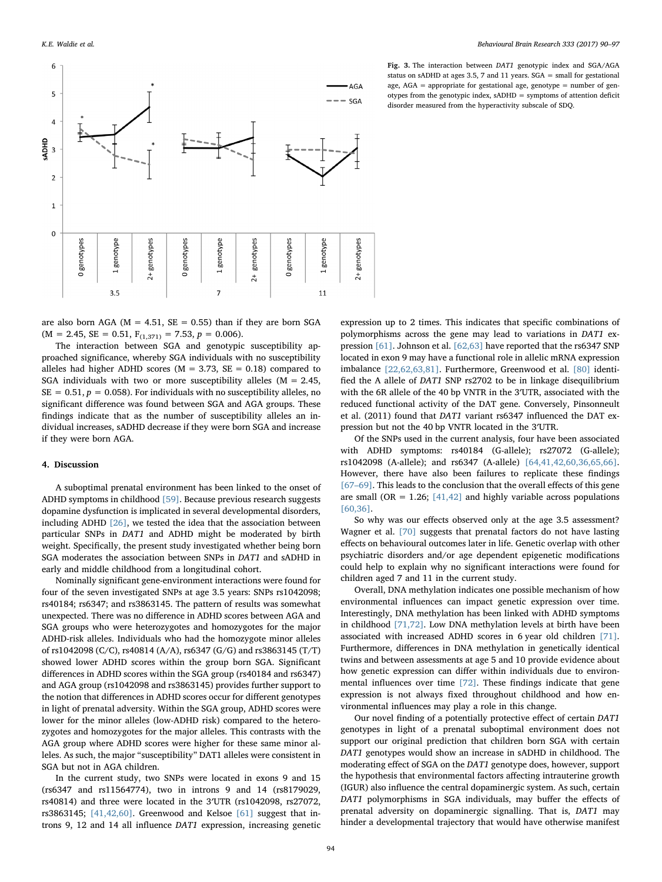Fig. 3. The interaction between *DAT1* genotypic index and SGA/AGA status on sADHD at ages 3.5, 7 and 11 years. SGA = small for gestational age, AGA = appropriate for gestational age, genotype = number of genotypes from the genotypic index, sADHD = symptoms of attention deficit disorder measured from the hyperactivity subscale of SDQ.

are also born AGA (M = 4.51, SE = 0.55) than if they are born SGA (M = 2.45, SE = 0.51, $F_{(1,371)} = 7.53$, $p = 0.006$).

The interaction between SGA and genotypic susceptibility approached significance, whereby SGA individuals with no susceptibility alleles had higher ADHD scores (M = 3.73, SE = 0.18) compared to SGA individuals with two or more susceptibility alleles (M = 2.45, SE = 0.51, $p = 0.058$). For individuals with no susceptibility alleles, no significant difference was found between SGA and AGA groups. These findings indicate that as the number of susceptibility alleles an individual increases, sADHD decrease if they were born SGA and increase if they were born AGA.

## 4. Discussion

A suboptimal prenatal environment has been linked to the onset of ADHD symptoms in childhood [59]. Because previous research suggests dopamine dysfunction is implicated in several developmental disorders, including ADHD [26], we tested the idea that the association between particular SNPs in *DAT1* and ADHD might be moderated by birth weight. Specifically, the present study investigated whether being born SGA moderates the association between SNPs in *DAT1* and sADHD in early and middle childhood from a longitudinal cohort.

Nominally significant gene-environment interactions were found for four of the seven investigated SNPs at age 3.5 years: SNPs rs1042098; rs40184; rs6347; and rs3863145. The pattern of results was somewhat unexpected. There was no difference in ADHD scores between AGA and SGA groups who were heterozygotes and homozygotes for the major ADHD-risk alleles. Individuals who had the homozygote minor alleles of rs1042098 (C/C), rs40814 (A/A), rs6347 (G/G) and rs3863145 (T/T) showed lower ADHD scores within the young group born SGA. Significant differences in ADHD scores within the SGA group (rs40184 and rs6347) and AGA group (rs1042098 and rs3863145) provides further support to the notion that differences in ADHD scores occur for different genotypes in light of prenatal adversity. Within the SGA group, ADHD scores were lower for the minor alleles (low-ADHD risk) compared to the heterozygotes and homozygotes for the major alleles. This contrasts with the AGA group where ADHD scores were higher for these same minor alleles. As such, the major "susceptibility" DAT1 alleles were consistent in SGA but not in AGA children.

In the current study, two SNPs were located in exons 9 and 15 (rs6347 and rs11564774), two in introns 9 and 14 (rs8179029, rs40814) and three were located in the 3′UTR (rs1042098, rs27072, rs3863145; [41,42,60]. Greenwood and Kelsoe [61] suggest that introns 9, 12 and 14 all influence *DAT1* expression, increasing genetic expression up to 2 times. This indicates that specific combinations of polymorphisms across the gene may lead to variations in *DAT1* expression [61]. Johnson et al. [62,63] have reported that the rs6347 SNP located in exon 9 may have a functional role in allelic mRNA expression imbalance [22,62,63,81]. Furthermore, Greenwood et al. [80] identified the A allele of *DAT1* SNP rs2702 to be in linkage disequilibrium with the 6R allele of the 40 bp VNTR in the 3′UTR, associated with the reduced functional activity of the DAT gene. Conversely, Pinsonneult et al. (2011) found that *DAT1* variant rs6347 influenced the DAT expression but not the 40 bp VNTR located in the 3′UTR.

Of the SNPs used in the current analysis, four have been associated with ADHD symptoms: rs40184 (G-allele); rs27072 (G-allele); rs1042098 (A-allele); and rs6347 (A-allele) [64,41,42,60,36,65,66]. However, there have also been failures to replicate these findings [67–69]. This leads to the conclusion that the overall effects of this gene are small (OR = 1.26; [41,42] and highly variable across populations [60,36].

So why was our effects observed only at the age 3.5 assessment? Wagner et al. [70] suggests that prenatal factors do not have lasting effects on behavioural outcomes later in life. Genetic overlap with other psychiatric disorders and/or age dependent epigenetic modifications could help to explain why no significant interactions were found for children aged 7 and 11 in the current study.

Overall, DNA methylation indicates one possible mechanism of how environmental influences can impact genetic expression over time. Interestingly, DNA methylation has been linked with ADHD symptoms in childhood [71,72]. Low DNA methylation levels at birth have been associated with increased ADHD scores in 6 year old children [71]. Furthermore, differences in DNA methylation in genetically identical twins and between assessments at age 5 and 10 provide evidence about how genetic expression can differ within individuals due to environmental influences over time [72]. These findings indicate that gene expression is not always fixed throughout childhood and how environmental influences may play a role in this change.

Our novel finding of a potentially protective effect of certain *DAT1* genotypes in light of a prenatal suboptimal environment does not support our original prediction that children born SGA with certain *DAT1* genotypes would show an increase in sADHD in childhood. The moderating effect of SGA on the *DAT1* genotype does, however, support the hypothesis that environmental factors affecting intrauterine growth (IGUR) also influence the central dopaminergic system. As such, certain *DAT1* polymorphisms in SGA individuals, may buffer the effects of prenatal adversity on dopaminergic signalling. That is, *DAT1* may hinder a developmental trajectory that would have otherwise manifest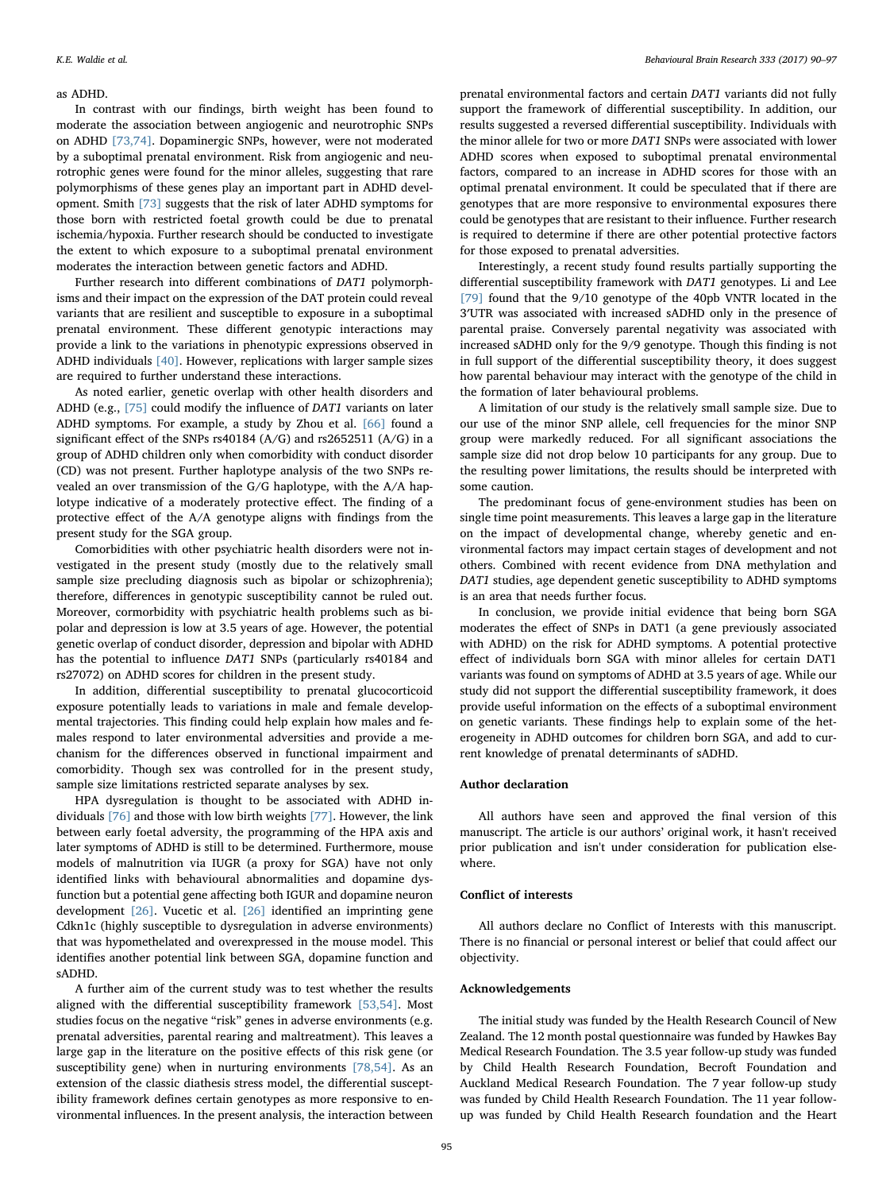as ADHD.

In contrast with our findings, birth weight has been found to moderate the association between angiogenic and neurotrophic SNPs on ADHD [73,74]. Dopaminergic SNPs, however, were not moderated by a suboptimal prenatal environment. Risk from angiogenic and neurotrophic genes were found for the minor alleles, suggesting that rare polymorphisms of these genes play an important part in ADHD development. Smith [73] suggests that the risk of later ADHD symptoms for those born with restricted foetal growth could be due to prenatal ischemia/hypoxia. Further research should be conducted to investigate the extent to which exposure to a suboptimal prenatal environment moderates the interaction between genetic factors and ADHD.

Further research into different combinations of *DAT1* polymorphisms and their impact on the expression of the DAT protein could reveal variants that are resilient and susceptible to exposure in a suboptimal prenatal environment. These different genotypic interactions may provide a link to the variations in phenotypic expressions observed in ADHD individuals [40]. However, replications with larger sample sizes are required to further understand these interactions.

As noted earlier, genetic overlap with other health disorders and ADHD (e.g., [75] could modify the influence of *DAT1* variants on later ADHD symptoms. For example, a study by Zhou et al. [66] found a significant effect of the SNPs rs40184 (A/G) and rs2652511 (A/G) in a group of ADHD children only when comorbidity with conduct disorder (CD) was not present. Further haplotype analysis of the two SNPs revealed an over transmission of the G/G haplotype, with the A/A haplotype indicative of a moderately protective effect. The finding of a protective effect of the A/A genotype aligns with findings from the present study for the SGA group.

Comorbidities with other psychiatric health disorders were not investigated in the present study (mostly due to the relatively small sample size precluding diagnosis such as bipolar or schizophrenia); therefore, differences in genotypic susceptibility cannot be ruled out. Moreover, cormorbidity with psychiatric health problems such as bipolar and depression is low at 3.5 years of age. However, the potential genetic overlap of conduct disorder, depression and bipolar with ADHD has the potential to influence *DAT1* SNPs (particularly rs40184 and rs27072) on ADHD scores for children in the present study.

In addition, differential susceptibility to prenatal glucocorticoid exposure potentially leads to variations in male and female developmental trajectories. This finding could help explain how males and females respond to later environmental adversities and provide a mechanism for the differences observed in functional impairment and comorbidity. Though sex was controlled for in the present study, sample size limitations restricted separate analyses by sex.

HPA dysregulation is thought to be associated with ADHD individuals [76] and those with low birth weights [77]. However, the link between early foetal adversity, the programming of the HPA axis and later symptoms of ADHD is still to be determined. Furthermore, mouse models of malnutrition via IUGR (a proxy for SGA) have not only identified links with behavioural abnormalities and dopamine dysfunction but a potential gene affecting both IGUR and dopamine neuron development [26]. Vucetic et al. [26] identified an imprinting gene Cdkn1c (highly susceptible to dysregulation in adverse environments) that was hypomethelated and overexpressed in the mouse model. This identifies another potential link between SGA, dopamine function and sADHD.

A further aim of the current study was to test whether the results aligned with the differential susceptibility framework [53,54]. Most studies focus on the negative "risk" genes in adverse environments (e.g. prenatal adversities, parental rearing and maltreatment). This leaves a large gap in the literature on the positive effects of this risk gene (or susceptibility gene) when in nurturing environments [78,54]. As an extension of the classic diathesis stress model, the differential susceptibility framework defines certain genotypes as more responsive to environmental influences. In the present analysis, the interaction between prenatal environmental factors and certain *DAT1* variants did not fully support the framework of differential susceptibility. In addition, our results suggested a reversed differential susceptibility. Individuals with the minor allele for two or more *DAT1* SNPs were associated with lower ADHD scores when exposed to suboptimal prenatal environmental factors, compared to an increase in ADHD scores for those with an optimal prenatal environment. It could be speculated that if there are genotypes that are more responsive to environmental exposures there could be genotypes that are resistant to their influence. Further research is required to determine if there are other potential protective factors for those exposed to prenatal adversities.

Interestingly, a recent study found results partially supporting the differential susceptibility framework with *DAT1* genotypes. Li and Lee [79] found that the 9/10 genotype of the 40pb VNTR located in the 3′UTR was associated with increased sADHD only in the presence of parental praise. Conversely parental negativity was associated with increased sADHD only for the 9/9 genotype. Though this finding is not in full support of the differential susceptibility theory, it does suggest how parental behaviour may interact with the genotype of the child in the formation of later behavioural problems.

A limitation of our study is the relatively small sample size. Due to our use of the minor SNP allele, cell frequencies for the minor SNP group were markedly reduced. For all significant associations the sample size did not drop below 10 participants for any group. Due to the resulting power limitations, the results should be interpreted with some caution.

The predominant focus of gene-environment studies has been on single time point measurements. This leaves a large gap in the literature on the impact of developmental change, whereby genetic and environmental factors may impact certain stages of development and not others. Combined with recent evidence from DNA methylation and *DAT1* studies, age dependent genetic susceptibility to ADHD symptoms is an area that needs further focus.

In conclusion, we provide initial evidence that being born SGA moderates the effect of SNPs in DAT1 (a gene previously associated with ADHD) on the risk for ADHD symptoms. A potential protective effect of individuals born SGA with minor alleles for certain DAT1 variants was found on symptoms of ADHD at 3.5 years of age. While our study did not support the differential susceptibility framework, it does provide useful information on the effects of a suboptimal environment on genetic variants. These findings help to explain some of the heterogeneity in ADHD outcomes for children born SGA, and add to current knowledge of prenatal determinants of sADHD.

## Author declaration

All authors have seen and approved the final version of this manuscript. The article is our authors' original work, it hasn't received prior publication and isn't under consideration for publication elsewhere.

## Conflict of interests

All authors declare no Conflict of Interests with this manuscript. There is no financial or personal interest or belief that could affect our objectivity.

## Acknowledgements

The initial study was funded by the Health Research Council of New Zealand. The 12 month postal questionnaire was funded by Hawkes Bay Medical Research Foundation. The 3.5 year follow-up study was funded by Child Health Research Foundation, Becroft Foundation and Auckland Medical Research Foundation. The 7 year follow-up study was funded by Child Health Research Foundation. The 11 year follow-up was funded by Child Health Research foundation and the Heart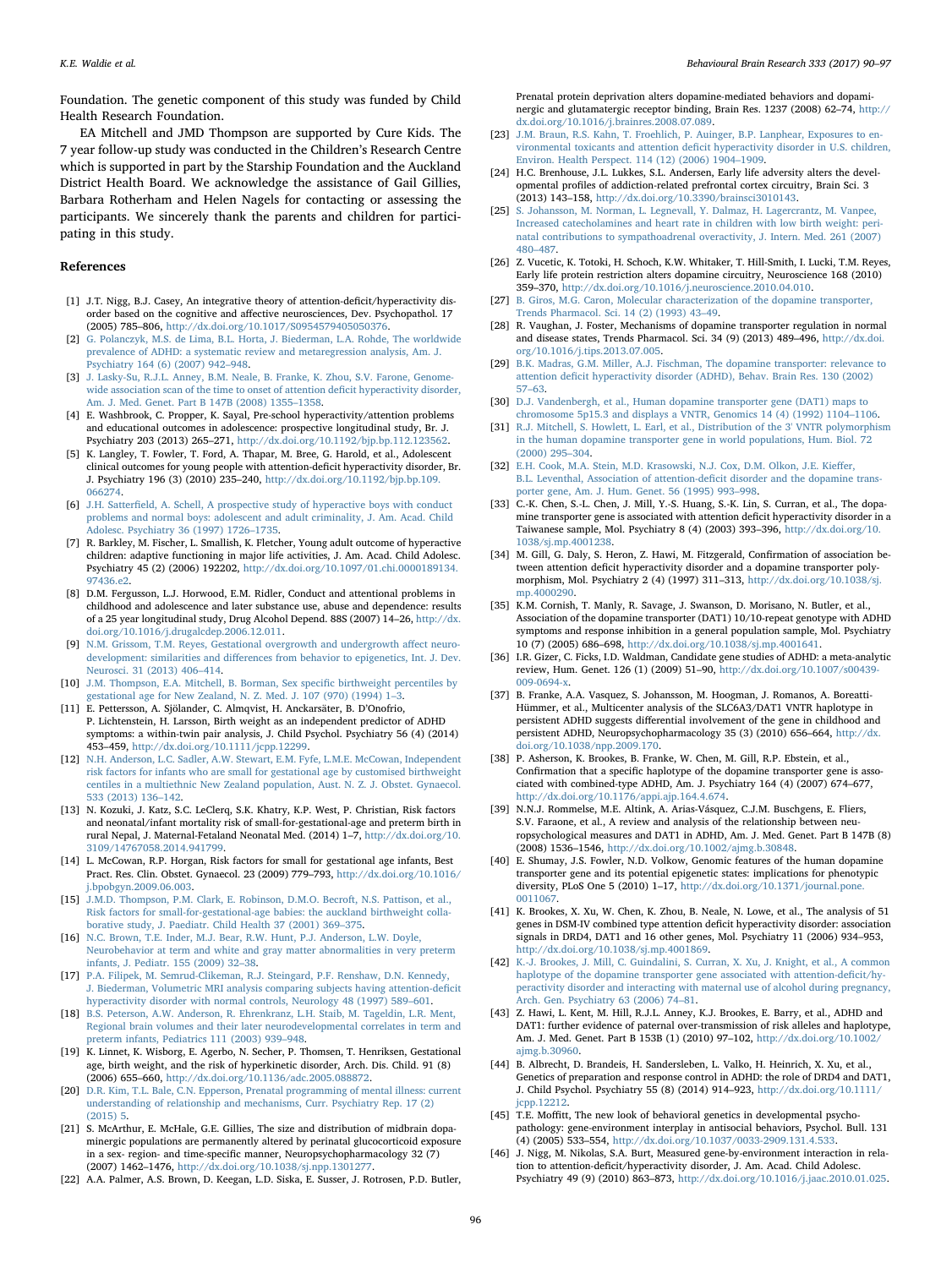Foundation. The genetic component of this study was funded by Child Health Research Foundation.

EA Mitchell and JMD Thompson are supported by Cure Kids. The 7 year follow-up study was conducted in the Children's Research Centre which is supported in part by the Starship Foundation and the Auckland District Health Board. We acknowledge the assistance of Gail Gillies, Barbara Rotherham and Helen Nagels for contacting or assessing the participants. We sincerely thank the parents and children for participating in this study.

## References

[1] J.T. Nigg, B.J. Casey, An integrative theory of attention-deficit/hyperactivity disorder based on the cognitive and affective neurosciences, Dev. Psychopathol. 17 (2005) 785–806, http://dx.doi.org/10.1017/S0954579405050376.

[2] G. Polanczyk, M.S. de Lima, B.L. Horta, J. Biederman, L.A. Rohde, The worldwide prevalence of ADHD: a systematic review and metaregression analysis, Am. J. Psychiatry 164 (6) (2007) 942–948.

[3] J. Lasky-Su, R.J.L. Anney, B.M. Neale, B. Franke, K. Zhou, S.V. Farone, Genome-wide association scan of the time to onset of attention deficit hyperactivity disorder, Am. J. Med. Genet. Part B 147B (2008) 1355–1358.

[4] E. Washbrook, C. Propper, K. Sayal, Pre-school hyperactivity/attention problems and educational outcomes in adolescence: prospective longitudinal study, Br. J. Psychiatry 203 (2013) 265–271, http://dx.doi.org/10.1192/bjp.bp.112.123562.

[5] K. Langley, T. Fowler, T. Ford, A. Thapar, M. Bree, G. Harold, et al., Adolescent clinical outcomes for young people with attention-deficit hyperactivity disorder, Br. J. Psychiatry 196 (3) (2010) 235–240, http://dx.doi.org/10.1192/bjp.bp.109.066274.

[6] J.H. Satterfield, A. Schell, A prospective study of hyperactive boys with conduct problems and normal boys: adolescent and adult criminality, J. Am. Acad. Child Adolesc. Psychiatry 36 (1997) 1726–1735.

[7] R. Barkley, M. Fischer, L. Smallish, K. Fletcher, Young adult outcome of hyperactive children: adaptive functioning in major life activities, J. Am. Acad. Child Adolesc. Psychiatry 45 (2) (2006) 192202, http://dx.doi.org/10.1097/01.chi.0000189134.97436.e2.

[8] D.M. Fergusson, L.J. Horwood, E.M. Ridler, Conduct and attentional problems in childhood and adolescence and later substance use, abuse and dependence: results of a 25 year longitudinal study, Drug Alcohol Depend. 88S (2007) 14–26, http://dx.doi.org/10.1016/j.drugalcdep.2006.12.011.

[9] N.M. Grissom, T.M. Reyes, Gestational overgrowth and undergrowth affect neurodevelopment: similarities and differences from behavior to epigenetics, Int. J. Dev. Neurosci. 31 (2013) 406–414.

[10] J.M. Thompson, E.A. Mitchell, B. Borman, Sex specific birthweight percentiles by gestational age for New Zealand, N. Z. Med. J. 107 (970) (1994) 1–3.

[11] E. Pettersson, A. Sjölander, C. Almqvist, H. Anckarsäter, B. D'Onofrio, P. Lichtenstein, H. Larsson, Birth weight as an independent predictor of ADHD symptoms: a within-twin pair analysis, J. Child Psychol. Psychiatry 56 (4) (2014) 453–459, http://dx.doi.org/10.1111/jcpp.12299.

[12] N.H. Anderson, L.C. Sadler, A.W. Stewart, E.M. Fyfe, L.M.E. McCowan, Independent risk factors for infants who are small for gestational age by customised birthweight centiles in a multiethnic New Zealand population, Aust. N. Z. J. Obstet. Gynaecol. 533 (2013) 136–142.

[13] N. Kozuki, J. Katz, S.C. LeClerq, S.K. Khatry, K.P. West, P. Christian, Risk factors and neonatal/infant mortality risk of small-for-gestational-age and preterm birth in rural Nepal, J. Maternal-Fetaland Neonatal Med. (2014) 1–7, http://dx.doi.org/10.3109/14767058.2014.941799.

[14] L. McCowan, R.P. Horgan, Risk factors for small for gestational age infants, Best Pract. Res. Clin. Obstet. Gynaecol. 23 (2009) 779–793, http://dx.doi.org/10.1016/j.bpobgyn.2009.06.003.

[15] J.M.D. Thompson, P.M. Clark, E. Robinson, D.M.O. Becroft, N.S. Pattison, et al., Risk factors for small-for-gestational-age babies: the auckland birthweight collaborative study, J. Paediatr. Child Health 37 (2001) 369–375.

[16] N.C. Brown, T.E. Inder, M.J. Bear, R.W. Hunt, P.J. Anderson, L.W. Doyle, Neurobehavior at term and white and gray matter abnormalities in very preterm infants, J. Pediatr. 155 (2009) 32–38.

[17] P.A. Filipek, M. Semrud-Clikeman, R.J. Steingard, P.F. Renshaw, D.N. Kennedy, J. Biederman, Volumetric MRI analysis comparing subjects having attention-deficit hyperactivity disorder with normal controls, Neurology 48 (1997) 589–601.

[18] B.S. Peterson, A.W. Anderson, R. Ehrenkranz, L.H. Staib, M. Tageldin, L.R. Ment, Regional brain volumes and their later neurodevelopmental correlates in term and preterm infants, Pediatrics 111 (2003) 939–948.

[19] K. Linnet, K. Wisborg, E. Agerbo, N. Secher, P. Thomsen, T. Henriksen, Gestational age, birth weight, and the risk of hyperkinetic disorder, Arch. Dis. Child. 91 (8) (2006) 655–660, http://dx.doi.org/10.1136/adc.2005.088872.

[20] D.R. Kim, T.L. Bale, C.N. Epperson, Prenatal programming of mental illness: current understanding of relationship and mechanisms, Curr. Psychiatry Rep. 17 (2) (2015) 5.

[21] S. McArthur, E. McHale, G.E. Gillies, The size and distribution of midbrain dopaminergic populations are permanently altered by perinatal glucocorticoid exposure in a sex- region- and time-specific manner, Neuropsychopharmacology 32 (7) (2007) 1462–1476, http://dx.doi.org/10.1038/sj.npp.1301277.

[22] A.A. Palmer, A.S. Brown, D. Keegan, L.D. Siska, E. Susser, J. Rotrosen, P.D. Butler, Prenatal protein deprivation alters dopamine-mediated behaviors and dopaminergic and glutamatergic receptor binding, Brain Res. 1237 (2008) 62–74, http://dx.doi.org/10.1016/j.brainres.2008.07.089.

[23] J.M. Braun, R.S. Kahn, T. Froehlich, P. Auinger, B.P. Lanphear, Exposures to environmental toxicants and attention deficit hyperactivity disorder in U.S. children, Environ. Health Perspect. 114 (12) (2006) 1904–1909.

[24] H.C. Brenhouse, J.L. Lukkes, S.L. Andersen, Early life adversity alters the developmental profiles of addiction-related prefrontal cortex circuitry, Brain Sci. 3 (2013) 143–158, http://dx.doi.org/10.3390/brainsci3010143.

[25] S. Johansson, M. Norman, L. Legnevall, Y. Dalmaz, H. Lagercrantz, M. Vanpee, Increased catecholamines and heart rate in children with low birth weight: perinatal contributions to sympathoadrenal overactivity, J. Intern. Med. 261 (2007) 480–487.

[26] Z. Vucetic, K. Totoki, H. Schoch, K.W. Whitaker, T. Hill-Smith, I. Lucki, T.M. Reyes, Early life protein restriction alters dopamine circuitry, Neuroscience 168 (2010) 359–370, http://dx.doi.org/10.1016/j.neuroscience.2010.04.010.

[27] B. Giros, M.G. Caron, Molecular characterization of the dopamine transporter, Trends Pharmacol. Sci. 14 (2) (1993) 43–49.

[28] R. Vaughan, J. Foster, Mechanisms of dopamine transporter regulation in normal and disease states, Trends Pharmacol. Sci. 34 (9) (2013) 489–496, http://dx.doi.org/10.1016/j.tips.2013.07.005.

[29] B.K. Madras, G.M. Miller, A.J. Fischman, The dopamine transporter: relevance to attention deficit hyperactivity disorder (ADHD), Behav. Brain Res. 130 (2002) 57–63.

[30] D.J. Vandenbergh, et al., Human dopamine transporter gene (DAT1) maps to chromosome 5p15.3 and displays a VNTR, Genomics 14 (4) (1992) 1104–1106.

[31] R.J. Mitchell, S. Howlett, L. Earl, et al., Distribution of the 3' VNTR polymorphism in the human dopamine transporter gene in world populations, Hum. Biol. 72 (2000) 295–304.

[32] E.H. Cook, M.A. Stein, M.D. Krasowski, N.J. Cox, D.M. Olkon, J.E. Kieffer, B.L. Leventhal, Association of attention-deficit disorder and the dopamine transporter gene, Am. J. Hum. Genet. 56 (1995) 993–998.

[33] C.-K. Chen, S.-L. Chen, J. Mill, Y.-S. Huang, S.-K. Lin, S. Curran, et al., The dopamine transporter gene is associated with attention deficit hyperactivity disorder in a Taiwanese sample, Mol. Psychiatry 8 (4) (2003) 393–396, http://dx.doi.org/10.1038/sj.mp.4001238.

[34] M. Gill, G. Daly, S. Heron, Z. Hawi, M. Fitzgerald, Confirmation of association between attention deficit hyperactivity disorder and a dopamine transporter polymorphism, Mol. Psychiatry 2 (4) (1997) 311–313, http://dx.doi.org/10.1038/sj.mp.4000290.

[35] K.M. Cornish, T. Manly, R. Savage, J. Swanson, D. Morisano, N. Butler, et al., Association of the dopamine transporter (DAT1) 10/10-repeat genotype with ADHD symptoms and response inhibition in a general population sample, Mol. Psychiatry 10 (7) (2005) 686–698, http://dx.doi.org/10.1038/sj.mp.4001641.

[36] I.R. Gizer, C. Ficks, I.D. Waldman, Candidate gene studies of ADHD: a meta-analytic review, Hum. Genet. 126 (1) (2009) 51–90, http://dx.doi.org/10.1007/s00439-009-0694-x.

[37] B. Franke, A.A. Vasquez, S. Johansson, M. Hoogman, J. Romanos, A. Boreatti-Hümmer, et al., Multicenter analysis of the SLC6A3/DAT1 VNTR haplotype in persistent ADHD suggests differential involvement of the gene in childhood and persistent ADHD, Neuropsychopharmacology 35 (3) (2010) 656–664, http://dx.doi.org/10.1038/npp.2009.170.

[38] P. Asherson, K. Brookes, B. Franke, W. Chen, M. Gill, R.P. Ebstein, et al., Confirmation that a specific haplotype of the dopamine transporter gene is associated with combined-type ADHD, Am. J. Psychiatry 164 (4) (2007) 674–677, http://dx.doi.org/10.1176/appi.ajp.164.4.674.

[39] N.N.J. Rommelse, M.E. Altink, A. Arias-Vásquez, C.J.M. Buschgens, E. Fliers, S.V. Faraone, et al., A review and analysis of the relationship between neuropsychological measures and DAT1 in ADHD, Am. J. Med. Genet. Part B 147B (8) (2008) 1536–1546, http://dx.doi.org/10.1002/ajmg.b.30848.

[40] E. Shumay, J.S. Fowler, N.D. Volkow, Genomic features of the human dopamine transporter gene and its potential epigenetic states: implications for phenotypic diversity, PLoS One 5 (2010) 1–17, http://dx.doi.org/10.1371/journal.pone.0011067.

[41] K. Brookes, X. Xu, W. Chen, K. Zhou, B. Neale, N. Lowe, et al., The analysis of 51 genes in DSM-IV combined type attention deficit hyperactivity disorder: association signals in DRD4, DAT1 and 16 other genes, Mol. Psychiatry 11 (2006) 934–953, http://dx.doi.org/10.1038/sj.mp.4001869.

[42] K.-J. Brookes, J. Mill, C. Guindalini, S. Curran, X. Xu, J. Knight, et al., A common haplotype of the dopamine transporter gene associated with attention-deficit/hyperactivity disorder and interacting with maternal use of alcohol during pregnancy, Arch. Gen. Psychiatry 63 (2006) 74–81.

[43] Z. Hawi, L. Kent, M. Hill, R.J.L. Anney, K.J. Brookes, E. Barry, et al., ADHD and DAT1: further evidence of paternal over-transmission of risk alleles and haplotype, Am. J. Med. Genet. Part B 153B (1) (2010) 97–102, http://dx.doi.org/10.1002/ajmg.b.30960.

[44] B. Albrecht, D. Brandeis, H. Sandersleben, L. Valko, H. Heinrich, X. Xu, et al., Genetics of preparation and response control in ADHD: the role of DRD4 and DAT1, J. Child Psychol. Psychiatry 55 (8) (2014) 914–923, http://dx.doi.org/10.1111/jcpp.12212.

[45] T.E. Moffitt, The new look of behavioral genetics in developmental psychopathology: gene-environment interplay in antisocial behaviors, Psychol. Bull. 131 (4) (2005) 533–554, http://dx.doi.org/10.1037/0033-2909.131.4.533.

[46] J. Nigg, M. Nikolas, S.A. Burt, Measured gene-by-environment interaction in relation to attention-deficit/hyperactivity disorder, J. Am. Acad. Child Adolesc. Psychiatry 49 (9) (2010) 863–873, http://dx.doi.org/10.1016/j.jaac.2010.01.025.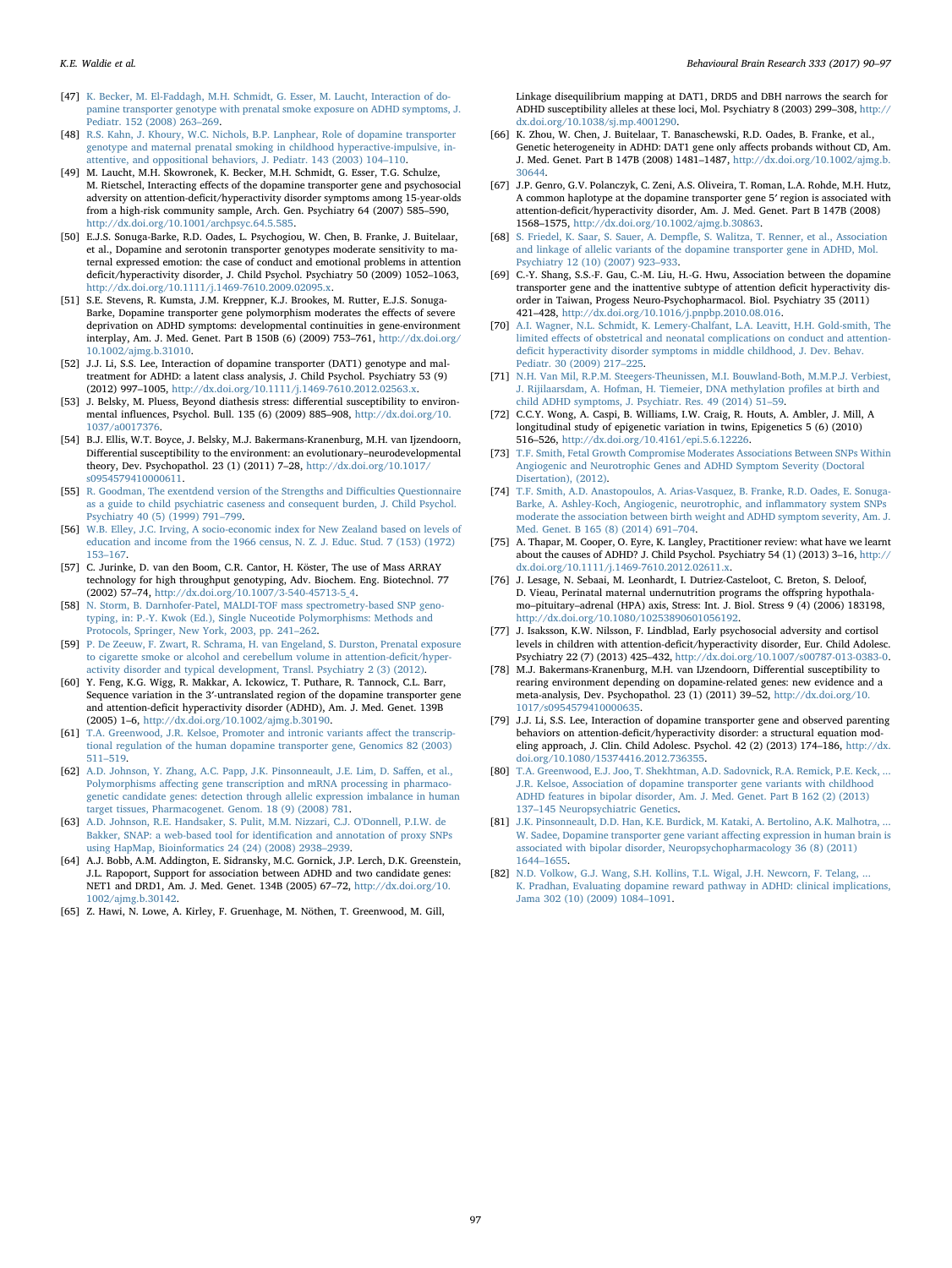[47] K. Becker, M. El-Faddagh, M.H. Schmidt, G. Esser, M. Laucht, Interaction of dopamine transporter genotype with prenatal smoke exposure on ADHD symptoms, J. Pediatr. 152 (2008) 263–269.

[48] R.S. Kahn, J. Khoury, W.C. Nichols, B.P. Lanphear, Role of dopamine transporter genotype and maternal prenatal smoking in childhood hyperactive-impulsive, inattentive, and oppositional behaviors, J. Pediatr. 143 (2003) 104–110.

[49] M. Laucht, M.H. Skowronek, K. Becker, M.H. Schmidt, G. Esser, T.G. Schulze, M. Rietschel, Interacting effects of the dopamine transporter gene and psychosocial adversity on attention-deficit/hyperactivity disorder symptoms among 15-year-olds from a high-risk community sample, Arch. Gen. Psychiatry 64 (2007) 585–590, http://dx.doi.org/10.1001/archpsyc.64.5.585.

[50] E.J.S. Sonuga-Barke, R.D. Oades, L. Psychogiou, W. Chen, B. Franke, J. Buitelaar, et al., Dopamine and serotonin transporter genotypes moderate sensitivity to maternal expressed emotion: the case of conduct and emotional problems in attention deficit/hyperactivity disorder, J. Child Psychol. Psychiatry 50 (2009) 1052–1063, http://dx.doi.org/10.1111/j.1469-7610.2009.02095.x.

[51] S.E. Stevens, R. Kumsta, J.M. Kreppner, K.J. Brookes, M. Rutter, E.J.S. Sonuga-Barke, Dopamine transporter gene polymorphism moderates the effects of severe deprivation on ADHD symptoms: developmental continuities in gene-environment interplay, Am. J. Med. Genet. Part B 150B (6) (2009) 753–761, http://dx.doi.org/10.1002/ajmg.b.31010.

[52] J.J. Li, S.S. Lee, Interaction of dopamine transporter (DAT1) genotype and maltreatment for ADHD: a latent class analysis, J. Child Psychol. Psychiatry 53 (9) (2012) 997–1005, http://dx.doi.org/10.1111/j.1469-7610.2012.02563.x.

[53] J. Belsky, M. Pluess, Beyond diathesis stress: differential susceptibility to environmental influences, Psychol. Bull. 135 (6) (2009) 885–908, http://dx.doi.org/10.1037/a0017376.

[54] B.J. Ellis, W.T. Boyce, J. Belsky, M.J. Bakermans-Kranenburg, M.H. van Ijzendoorn, Differential susceptibility to the environment: an evolutionary–neurodevelopmental theory, Dev. Psychopathol. 23 (1) (2011) 7–28, http://dx.doi.org/10.1017/s0954579410000611.

[55] R. Goodman, The exentdend version of the Strengths and Difficulties Questionnaire as a guide to child psychiatric caseness and consequent burden, J. Child Psychol. Psychiatry 40 (5) (1999) 791–799.

[56] W.B. Elley, J.C. Irving, A socio-economic index for New Zealand based on levels of education and income from the 1966 census, N. Z. J. Educ. Stud. 7 (153) (1972) 153–167.

[57] C. Jurinke, D. van den Boom, C.R. Cantor, H. Köster, The use of Mass ARRAY technology for high throughput genotyping, Adv. Biochem. Eng. Biotechnol. 77 (2002) 57–74, http://dx.doi.org/10.1007/3-540-45713-5_4.

[58] N. Storm, B. Darnhofer-Patel, MALDI-TOF mass spectrometry-based SNP genotyping, in: P.-Y. Kwok (Ed.), Single Nuceotide Polymorphisms: Methods and Protocols, Springer, New York, 2003, pp. 241–262.

[59] P. De Zeeuw, F. Zwart, R. Schrama, H. van Engeland, S. Durston, Prenatal exposure to cigarette smoke or alcohol and cerebellum volume in attention-deficit/hyperactivity disorder and typical development, Transl. Psychiatry 2 (3) (2012).

[60] Y. Feng, K.G. Wigg, R. Makkar, A. Ickowicz, T. Puthare, R. Tannock, C.L. Barr, Sequence variation in the 3′-untranslated region of the dopamine transporter gene and attention-deficit hyperactivity disorder (ADHD), Am. J. Med. Genet. 139B (2005) 1–6, http://dx.doi.org/10.1002/ajmg.b.30190.

[61] T.A. Greenwood, J.R. Kelsoe, Promoter and intronic variants affect the transcriptional regulation of the human dopamine transporter gene, Genomics 82 (2003) 511–519.

[62] A.D. Johnson, Y. Zhang, A.C. Papp, J.K. Pinsonneault, J.E. Lim, D. Saffen, et al., Polymorphisms affecting gene transcription and mRNA processing in pharmacogenetic candidate genes: detection through allelic expression imbalance in human target tissues, Pharmacogenet. Genom. 18 (9) (2008) 781.

[63] A.D. Johnson, R.E. Handsaker, S. Pulit, M.M. Nizzari, C.J. O'Donnell, P.I.W. de Bakker, SNAP: a web-based tool for identification and annotation of proxy SNPs using HapMap, Bioinformatics 24 (24) (2008) 2938–2939.

[64] A.J. Bobb, A.M. Addington, E. Sidransky, M.C. Gornick, J.P. Lerch, D.K. Greenstein, J.L. Rapoport, Support for association between ADHD and two candidate genes: NET1 and DRD1, Am. J. Med. Genet. 134B (2005) 67–72, http://dx.doi.org/10.1002/ajmg.b.30142.

[65] Z. Hawi, N. Lowe, A. Kirley, F. Gruenhage, M. Nöthen, T. Greenwood, M. Gill, Linkage disequilibrium mapping at DAT1, DRD5 and DBH narrows the search for ADHD susceptibility alleles at these loci, Mol. Psychiatry 8 (2003) 299–308, http://dx.doi.org/10.1038/sj.mp.4001290.

[66] K. Zhou, W. Chen, J. Buitelaar, T. Banaschewski, R.D. Oades, B. Franke, et al., Genetic heterogeneity in ADHD: DAT1 gene only affects probands without CD, Am. J. Med. Genet. Part B 147B (2008) 1481–1487, http://dx.doi.org/10.1002/ajmg.b.30644.

[67] J.P. Genro, G.V. Polanczyk, C. Zeni, A.S. Oliveira, T. Roman, L.A. Rohde, M.H. Hutz, A common haplotype at the dopamine transporter gene 5′ region is associated with attention-deficit/hyperactivity disorder, Am. J. Med. Genet. Part B 147B (2008) 1568–1575, http://dx.doi.org/10.1002/ajmg.b.30863.

[68] S. Friedel, K. Saar, S. Sauer, A. Dempfle, S. Walitza, T. Renner, et al., Association and linkage of allelic variants of the dopamine transporter gene in ADHD, Mol. Psychiatry 12 (10) (2007) 923–933.

[69] C.-Y. Shang, S.S.-F. Gau, C.-M. Liu, H.-G. Hwu, Association between the dopamine transporter gene and the inattentive subtype of attention deficit hyperactivity disorder in Taiwan, Progess Neuro-Psychopharmacol. Biol. Psychiatry 35 (2011) 421–428, http://dx.doi.org/10.1016/j.pnpbp.2010.08.016.

[70] A.I. Wagner, N.L. Schmidt, K. Lemery-Chalfant, L.A. Leavitt, H.H. Gold-smith, The limited effects of obstetrical and neonatal complications on conduct and attention-deficit hyperactivity disorder symptoms in middle childhood, J. Dev. Behav. Pediatr. 30 (2009) 217–225.

[71] N.H. Van Mil, R.P.M. Steegers-Theunissen, M.I. Bouwland-Both, M.M.P.J. Verbiest, J. Rijlaarsdam, A. Hofman, H. Tiemeier, DNA methylation profiles at birth and child ADHD symptoms, J. Psychiatr. Res. 49 (2014) 51–59.

[72] C.C.Y. Wong, A. Caspi, B. Williams, I.W. Craig, R. Houts, A. Ambler, J. Mill, A longitudinal study of epigenetic variation in twins, Epigenetics 5 (6) (2010) 516–526, http://dx.doi.org/10.4161/epi.5.6.12226.

[73] T.F. Smith, Fetal Growth Compromise Moderates Associations Between SNPs Within Angiogenic and Neurotrophic Genes and ADHD Symptom Severity (Doctoral Disertation), (2012).

[74] T.F. Smith, A.D. Anastopoulos, A. Arias-Vasquez, B. Franke, R.D. Oades, E. Sonuga-Barke, A. Ashley-Koch, Angiogenic, neurotrophic, and inflammatory system SNPs moderate the association between birth weight and ADHD symptom severity, Am. J. Med. Genet. B 165 (8) (2014) 691–704.

[75] A. Thapar, M. Cooper, O. Eyre, K. Langley, Practitioner review: what have we learnt about the causes of ADHD? J. Child Psychol. Psychiatry 54 (1) (2013) 3–16, http://dx.doi.org/10.1111/j.1469-7610.2012.02611.x.

[76] J. Lesage, N. Sebaai, M. Leonhardt, I. Dutriez-Casteloot, C. Breton, S. Deloof, D. Vieau, Perinatal maternal undernutrition programs the offspring hypothalamo–pituitary–adrenal (HPA) axis, Stress: Int. J. Biol. Stress 9 (4) (2006) 183198, http://dx.doi.org/10.1080/10253890601056192.

[77] J. Isaksson, K.W. Nilsson, F. Lindblad, Early psychosocial adversity and cortisol levels in children with attention-deficit/hyperactivity disorder, Eur. Child Adolesc. Psychiatry 22 (7) (2013) 425–432, http://dx.doi.org/10.1007/s00787-013-0383-0.

[78] M.J. Bakermans-Kranenburg, M.H. van IJzendoorn, Differential susceptibility to rearing environment depending on dopamine-related genes: new evidence and a meta-analysis, Dev. Psychopathol. 23 (1) (2011) 39–52, http://dx.doi.org/10.1017/s0954579410000635.

[79] J.J. Li, S.S. Lee, Interaction of dopamine transporter gene and observed parenting behaviors on attention-deficit/hyperactivity disorder: a structural equation modeling approach, J. Clin. Child Adolesc. Psychol. 42 (2) (2013) 174–186, http://dx.doi.org/10.1080/15374416.2012.736355.

[80] T.A. Greenwood, E.J. Joo, T. Shekhtman, A.D. Sadovnick, R.A. Remick, P.E. Keck, ... J.R. Kelsoe, Association of dopamine transporter gene variants with childhood ADHD features in bipolar disorder, Am. J. Med. Genet. Part B 162 (2) (2013) 137–145 Neuropsychiatric Genetics.

[81] J.K. Pinsonneault, D.D. Han, K.E. Burdick, M. Kataki, A. Bertolino, A.K. Malhotra, ... W. Sadee, Dopamine transporter gene variant affecting expression in human brain is associated with bipolar disorder, Neuropsychopharmacology 36 (8) (2011) 1644–1655.

[82] N.D. Volkow, G.J. Wang, S.H. Kollins, T.L. Wigal, J.H. Newcorn, F. Telang, ... K. Pradhan, Evaluating dopamine reward pathway in ADHD: clinical implications, Jama 302 (10) (2009) 1084–1091.